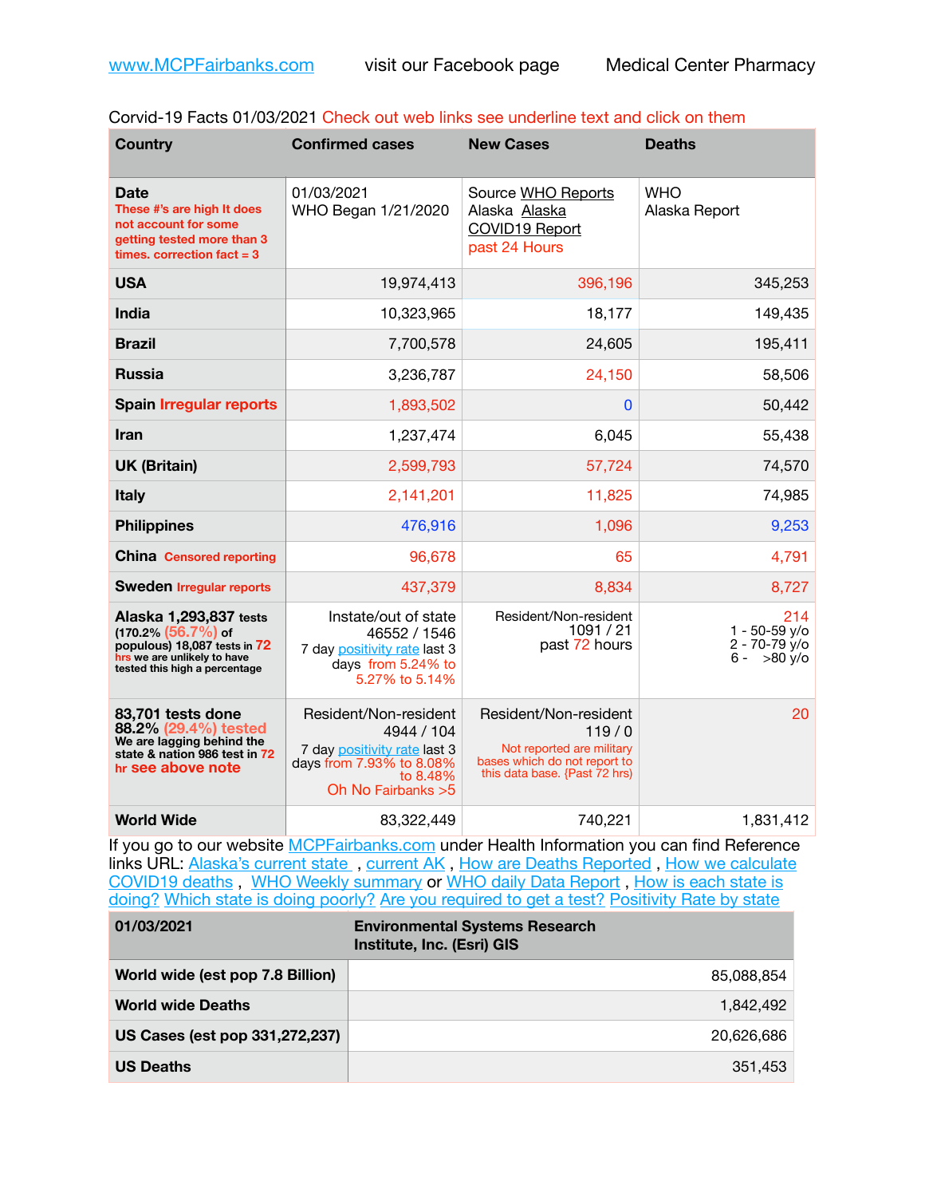www.MCPFairbanks.com visit our Facebook page Medical Center Pharmacy

Corvid-19 Facts 01/03/2021 Check out web links see underline text and click on them

| Country | Confirmed cases | New Cases | Deaths |
|---|---|---|---|
| **Date** These #'s are high It does not account for some getting tested more than 3 times. correction fact = 3 | 01/03/2021 WHO Began 1/21/2020 | Source WHO Reports Alaska Alaska COVID19 Report past 24 Hours | WHO Alaska Report |
| **USA** | 19,974,413 | 396,196 | 345,253 |
| **India** | 10,323,965 | 18,177 | 149,435 |
| **Brazil** | 7,700,578 | 24,605 | 195,411 |
| **Russia** | 3,236,787 | 24,150 | 58,506 |
| **Spain** Irregular reports | 1,893,502 | 0 | 50,442 |
| **Iran** | 1,237,474 | 6,045 | 55,438 |
| **UK (Britain)** | 2,599,793 | 57,724 | 74,570 |
| **Italy** | 2,141,201 | 11,825 | 74,985 |
| **Philippines** | 476,916 | 1,096 | 9,253 |
| **China** Censored reporting | 96,678 | 65 | 4,791 |
| **Sweden** Irregular reports | 437,379 | 8,834 | 8,727 |
| **Alaska 1,293,837** tests (170.2% (56.7%) of populous) 18,087 tests in 72 hrs we are unlikely to have tested this high a percentage | Instate/out of state 46552 / 1546 7 day positivity rate last 3 days from 5.24% to 5.27% to 5.14% | Resident/Non-resident 1091 / 21 past 72 hours | 214 1 - 50-59 y/o 2 - 70-79 y/o 6 - >80 y/o |
| **83,701 tests done 88.2%** (29.4%) tested We are lagging behind the state & nation 986 test in 72 hr see above note | Resident/Non-resident 4944 / 104 7 day positivity rate last 3 days from 7.93% to 8.08% to 8.48% Oh No Fairbanks >5 | Resident/Non-resident 119 / 0 Not reported are military bases which do not report to this data base. {Past 72 hrs) | 20 |
| **World Wide** | 83,322,449 | 740,221 | 1,831,412 |

If you go to our website MCPFairbanks.com under Health Information you can find Reference links URL: Alaska's current state , current AK , How are Deaths Reported , How we calculate COVID19 deaths , WHO Weekly summary or WHO daily Data Report , How is each state is doing? Which state is doing poorly? Are you required to get a test? Positivity Rate by state

| 01/03/2021 | Environmental Systems Research Institute, Inc. (Esri) GIS |
|---|---|
| **World wide (est pop 7.8 Billion)** | 85,088,854 |
| **World wide Deaths** | 1,842,492 |
| **US Cases (est pop 331,272,237)** | 20,626,686 |
| **US Deaths** | 351,453 |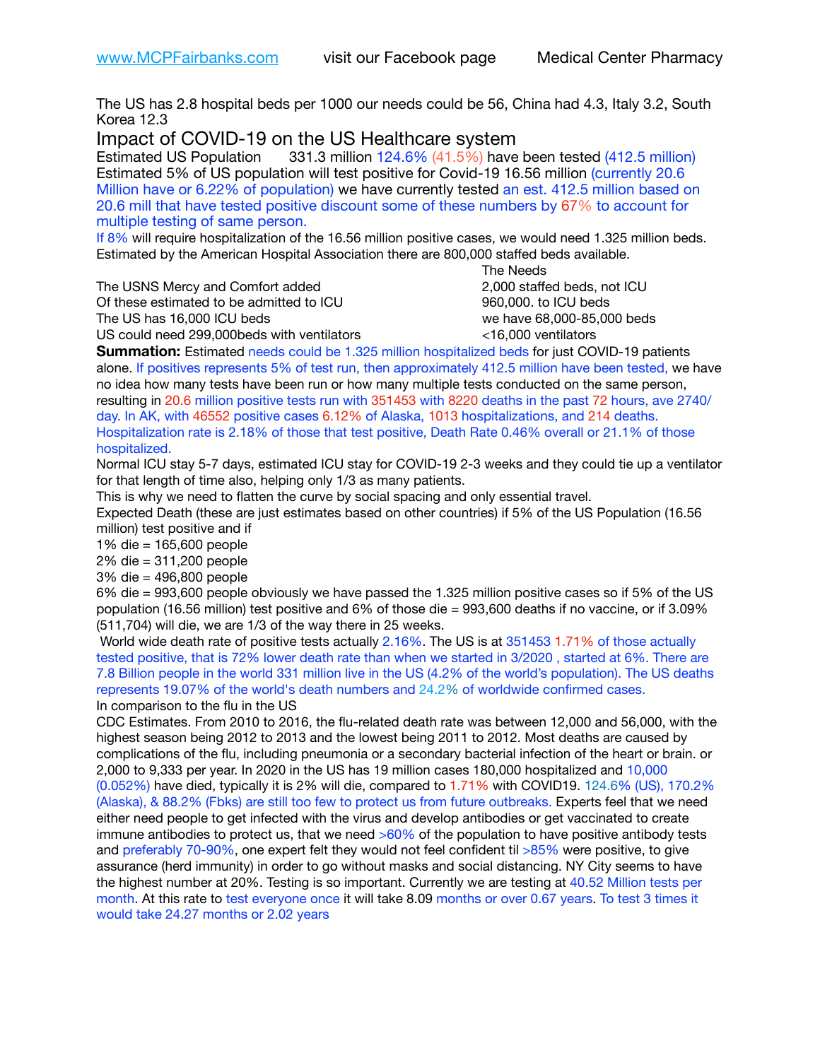www.MCPFairbanks.com visit our Facebook page Medical Center Pharmacy

The US has 2.8 hospital beds per 1000 our needs could be 56, China had 4.3, Italy 3.2, South Korea 12.3

## Impact of COVID-19 on the US Healthcare system

Estimated US Population 331.3 million 124.6% (41.5%) have been tested (412.5 million)
Estimated 5% of US population will test positive for Covid-19 16.56 million (currently 20.6 Million have or 6.22% of population) we have currently tested an est. 412.5 million based on 20.6 mill that have tested positive discount some of these numbers by 67% to account for multiple testing of same person.
If 8% will require hospitalization of the 16.56 million positive cases, we would need 1.325 million beds.
Estimated by the American Hospital Association there are 800,000 staffed beds available.

| | The Needs |
|---|---|
| The USNS Mercy and Comfort added | 2,000 staffed beds, not ICU |
| Of these estimated to be admitted to ICU | 960,000. to ICU beds |
| The US has 16,000 ICU beds | we have 68,000-85,000 beds |
| US could need 299,000beds with ventilators | <16,000 ventilators |

**Summation:** Estimated needs could be 1.325 million hospitalized beds for just COVID-19 patients alone. If positives represents 5% of test run, then approximately 412.5 million have been tested, we have no idea how many tests have been run or how many multiple tests conducted on the same person, resulting in 20.6 million positive tests run with 351453 with 8220 deaths in the past 72 hours, ave 2740/day. In AK, with 46552 positive cases 6.12% of Alaska, 1013 hospitalizations, and 214 deaths. Hospitalization rate is 2.18% of those that test positive, Death Rate 0.46% overall or 21.1% of those hospitalized.
Normal ICU stay 5-7 days, estimated ICU stay for COVID-19 2-3 weeks and they could tie up a ventilator for that length of time also, helping only 1/3 as many patients.
This is why we need to flatten the curve by social spacing and only essential travel.
Expected Death (these are just estimates based on other countries) if 5% of the US Population (16.56 million) test positive and if
1% die = 165,600 people
2% die = 311,200 people
3% die = 496,800 people
6% die = 993,600 people obviously we have passed the 1.325 million positive cases so if 5% of the US population (16.56 million) test positive and 6% of those die = 993,600 deaths if no vaccine, or if 3.09% (511,704) will die, we are 1/3 of the way there in 25 weeks.
World wide death rate of positive tests actually 2.16%. The US is at 351453 1.71% of those actually tested positive, that is 72% lower death rate than when we started in 3/2020 , started at 6%. There are 7.8 Billion people in the world 331 million live in the US (4.2% of the world's population). The US deaths represents 19.07% of the world's death numbers and 24.2% of worldwide confirmed cases.
In comparison to the flu in the US
CDC Estimates. From 2010 to 2016, the flu-related death rate was between 12,000 and 56,000, with the highest season being 2012 to 2013 and the lowest being 2011 to 2012. Most deaths are caused by complications of the flu, including pneumonia or a secondary bacterial infection of the heart or brain. or 2,000 to 9,333 per year. In 2020 in the US has 19 million cases 180,000 hospitalized and 10,000 (0.052%) have died, typically it is 2% will die, compared to 1.71% with COVID19. 124.6% (US), 170.2% (Alaska), & 88.2% (Fbks) are still too few to protect us from future outbreaks. Experts feel that we need either need people to get infected with the virus and develop antibodies or get vaccinated to create immune antibodies to protect us, that we need >60% of the population to have positive antibody tests and preferably 70-90%, one expert felt they would not feel confident til >85% were positive, to give assurance (herd immunity) in order to go without masks and social distancing. NY City seems to have the highest number at 20%. Testing is so important. Currently we are testing at 40.52 Million tests per month. At this rate to test everyone once it will take 8.09 months or over 0.67 years. To test 3 times it would take 24.27 months or 2.02 years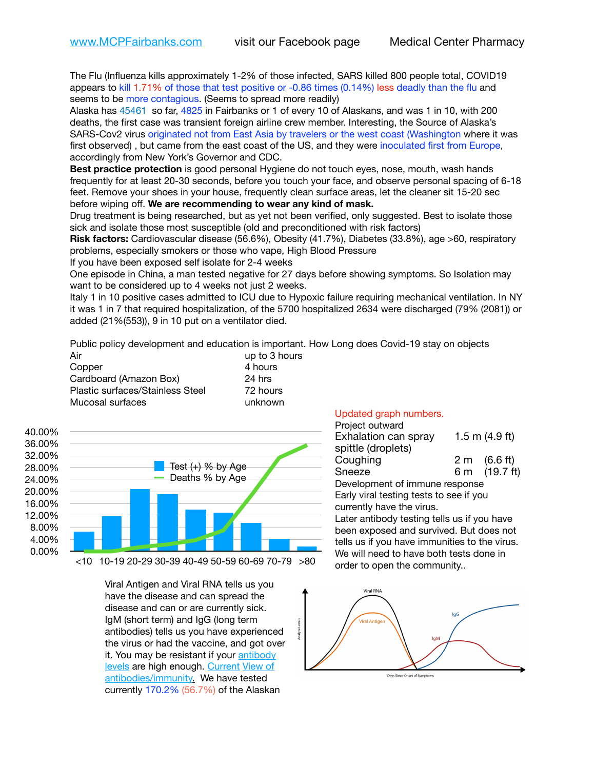www.MCPFairbanks.com visit our Facebook page Medical Center Pharmacy

The Flu (Influenza kills approximately 1-2% of those infected, SARS killed 800 people total, COVID19 appears to kill 1.71% of those that test positive or -0.86 times (0.14%) less deadly than the flu and seems to be more contagious. (Seems to spread more readily)

Alaska has 45461 so far, 4825 in Fairbanks or 1 of every 10 of Alaskans, and was 1 in 10, with 200 deaths, the first case was transient foreign airline crew member. Interesting, the Source of Alaska's SARS-Cov2 virus originated not from East Asia by travelers or the west coast (Washington where it was first observed) , but came from the east coast of the US, and they were inoculated first from Europe, accordingly from New York's Governor and CDC.

**Best practice protection** is good personal Hygiene do not touch eyes, nose, mouth, wash hands frequently for at least 20-30 seconds, before you touch your face, and observe personal spacing of 6-18 feet. Remove your shoes in your house, frequently clean surface areas, let the cleaner sit 15-20 sec before wiping off. **We are recommending to wear any kind of mask.**

Drug treatment is being researched, but as yet not been verified, only suggested. Best to isolate those sick and isolate those most susceptible (old and preconditioned with risk factors)

**Risk factors:** Cardiovascular disease (56.6%), Obesity (41.7%), Diabetes (33.8%), age >60, respiratory problems, especially smokers or those who vape, High Blood Pressure

If you have been exposed self isolate for 2-4 weeks

One episode in China, a man tested negative for 27 days before showing symptoms. So Isolation may want to be considered up to 4 weeks not just 2 weeks.

Italy 1 in 10 positive cases admitted to ICU due to Hypoxic failure requiring mechanical ventilation. In NY it was 1 in 7 that required hospitalization, of the 5700 hospitalized 2634 were discharged (79% (2081)) or added (21%(553)), 9 in 10 put on a ventilator died.

Public policy development and education is important. How Long does Covid-19 stay on objects

| | |
|---|---|
| Air | up to 3 hours |
| Copper | 4 hours |
| Cardboard (Amazon Box) | 24 hrs |
| Plastic surfaces/Stainless Steel | 72 hours |
| Mucosal surfaces | unknown |

Test (+) % by Age
Deaths % by Age

<10 10-19 20-29 30-39 40-49 50-59 60-69 70-79 >80

Updated graph numbers.

Project outward

| | |
|---|---|
| Exhalation can spray spittle (droplets) | 1.5 m (4.9 ft) |
| Coughing | 2 m (6.6 ft) |
| Sneeze | 6 m (19.7 ft) |

Development of immune response

Early viral testing tests to see if you currently have the virus.

Later antibody testing tells us if you have been exposed and survived. But does not tells us if you have immunities to the virus. We will need to have both tests done in order to open the community..

Viral Antigen and Viral RNA tells us you have the disease and can spread the disease and can or are currently sick. IgM (short term) and IgG (long term antibodies) tells us you have experienced the virus or had the vaccine, and got over it. You may be resistant if your antibody levels are high enough. Current View of antibodies/immunity. We have tested currently 170.2% (56.7%) of the Alaskan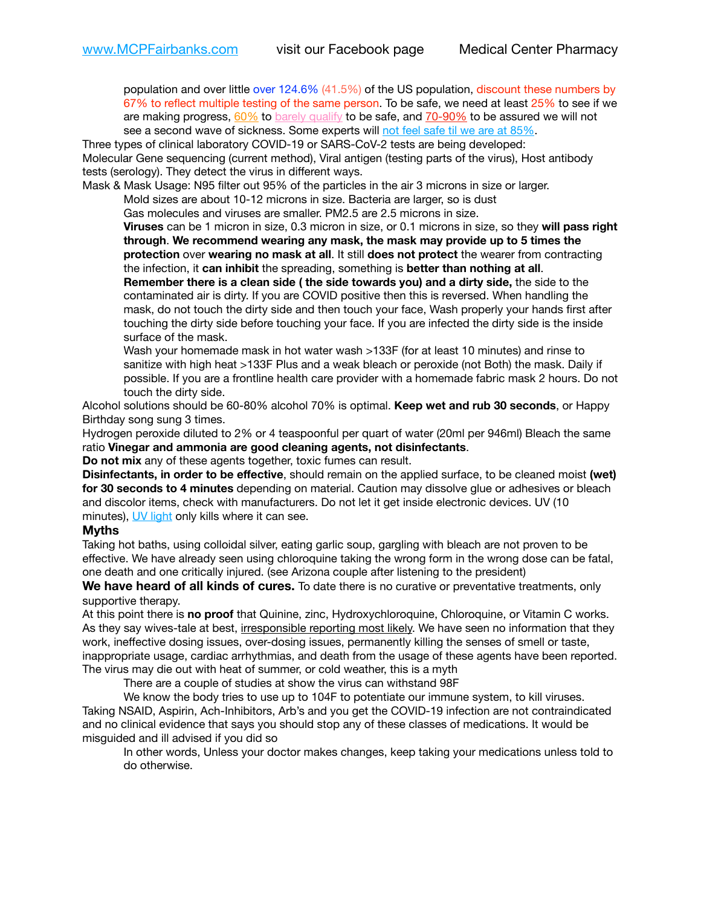population and over little over 124.6% (41.5%) of the US population, discount these numbers by 67% to reflect multiple testing of the same person. To be safe, we need at least 25% to see if we are making progress, 60% to barely qualify to be safe, and 70-90% to be assured we will not see a second wave of sickness. Some experts will not feel safe til we are at 85%.

Three types of clinical laboratory COVID-19 or SARS-CoV-2 tests are being developed:
Molecular Gene sequencing (current method), Viral antigen (testing parts of the virus), Host antibody tests (serology). They detect the virus in different ways.

Mask & Mask Usage: N95 filter out 95% of the particles in the air 3 microns in size or larger.

- Mold sizes are about 10-12 microns in size. Bacteria are larger, so is dust
- Gas molecules and viruses are smaller. PM2.5 are 2.5 microns in size.
- **Viruses** can be 1 micron in size, 0.3 micron in size, or 0.1 microns in size, so they **will pass right through**. **We recommend wearing any mask, the mask may provide up to 5 times the protection** over **wearing no mask at all**. It still **does not protect** the wearer from contracting the infection, it **can inhibit** the spreading, something is **better than nothing at all**.
- **Remember there is a clean side ( the side towards you) and a dirty side,** the side to the contaminated air is dirty. If you are COVID positive then this is reversed. When handling the mask, do not touch the dirty side and then touch your face, Wash properly your hands first after touching the dirty side before touching your face. If you are infected the dirty side is the inside surface of the mask.
- Wash your homemade mask in hot water wash >133F (for at least 10 minutes) and rinse to sanitize with high heat >133F Plus and a weak bleach or peroxide (not Both) the mask. Daily if possible. If you are a frontline health care provider with a homemade fabric mask 2 hours. Do not touch the dirty side.

Alcohol solutions should be 60-80% alcohol 70% is optimal. **Keep wet and rub 30 seconds**, or Happy Birthday song sung 3 times.

Hydrogen peroxide diluted to 2% or 4 teaspoonful per quart of water (20ml per 946ml) Bleach the same ratio **Vinegar and ammonia are good cleaning agents, not disinfectants**.

**Do not mix** any of these agents together, toxic fumes can result.

**Disinfectants, in order to be effective**, should remain on the applied surface, to be cleaned moist **(wet) for 30 seconds to 4 minutes** depending on material. Caution may dissolve glue or adhesives or bleach and discolor items, check with manufacturers. Do not let it get inside electronic devices. UV (10 minutes), UV light only kills where it can see.

### Myths

Taking hot baths, using colloidal silver, eating garlic soup, gargling with bleach are not proven to be effective. We have already seen using chloroquine taking the wrong form in the wrong dose can be fatal, one death and one critically injured. (see Arizona couple after listening to the president)

**We have heard of all kinds of cures.** To date there is no curative or preventative treatments, only supportive therapy.

At this point there is **no proof** that Quinine, zinc, Hydroxychloroquine, Chloroquine, or Vitamin C works. As they say wives-tale at best, irresponsible reporting most likely. We have seen no information that they work, ineffective dosing issues, over-dosing issues, permanently killing the senses of smell or taste, inappropriate usage, cardiac arrhythmias, and death from the usage of these agents have been reported.

The virus may die out with heat of summer, or cold weather, this is a myth

- There are a couple of studies at show the virus can withstand 98F
- We know the body tries to use up to 104F to potentiate our immune system, to kill viruses.

Taking NSAID, Aspirin, Ach-Inhibitors, Arb's and you get the COVID-19 infection are not contraindicated and no clinical evidence that says you should stop any of these classes of medications. It would be misguided and ill advised if you did so

- In other words, Unless your doctor makes changes, keep taking your medications unless told to do otherwise.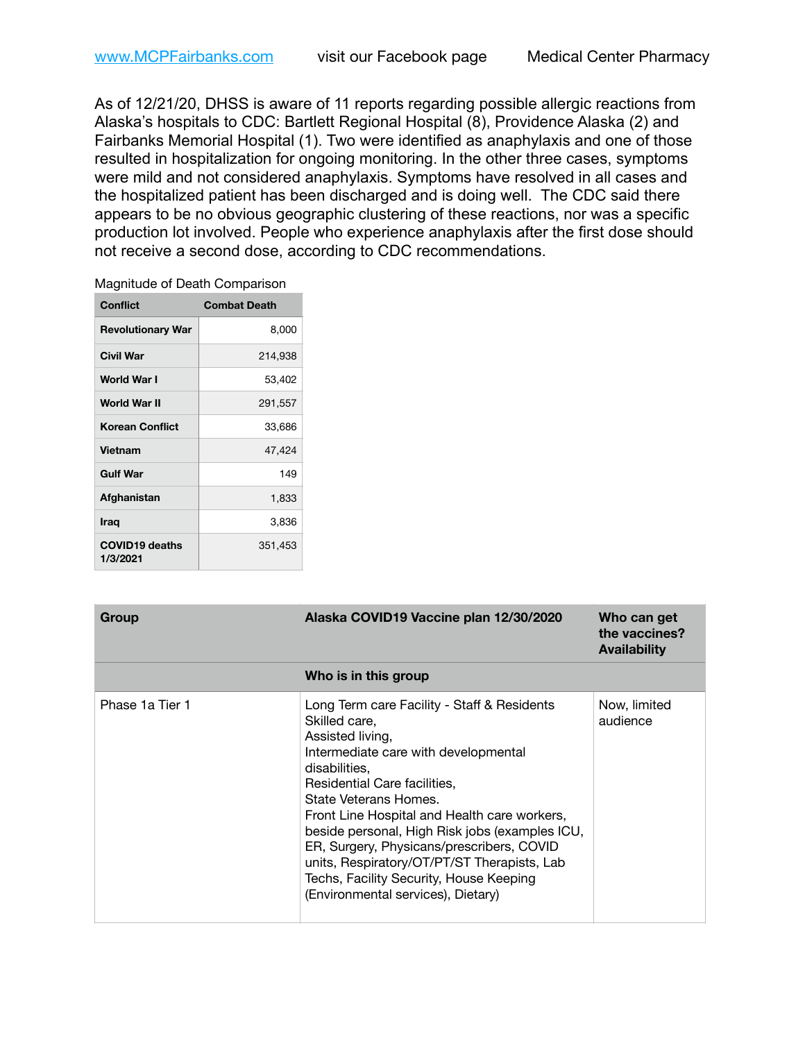As of 12/21/20, DHSS is aware of 11 reports regarding possible allergic reactions from Alaska's hospitals to CDC: Bartlett Regional Hospital (8), Providence Alaska (2) and Fairbanks Memorial Hospital (1). Two were identified as anaphylaxis and one of those resulted in hospitalization for ongoing monitoring. In the other three cases, symptoms were mild and not considered anaphylaxis. Symptoms have resolved in all cases and the hospitalized patient has been discharged and is doing well. The CDC said there appears to be no obvious geographic clustering of these reactions, nor was a specific production lot involved. People who experience anaphylaxis after the first dose should not receive a second dose, according to CDC recommendations.

Magnitude of Death Comparison

| Conflict | Combat Death |
|---|---|
| **Revolutionary War** | 8,000 |
| **Civil War** | 214,938 |
| **World War I** | 53,402 |
| **World War II** | 291,557 |
| **Korean Conflict** | 33,686 |
| **Vietnam** | 47,424 |
| **Gulf War** | 149 |
| **Afghanistan** | 1,833 |
| **Iraq** | 3,836 |
| **COVID19 deaths 1/3/2021** | 351,453 |

| Group | Alaska COVID19 Vaccine plan 12/30/2020 | Who can get the vaccines? Availability |
|---|---|---|
| | **Who is in this group** | |
| Phase 1a Tier 1 | Long Term care Facility - Staff & Residents Skilled care, Assisted living, Intermediate care with developmental disabilities, Residential Care facilities, State Veterans Homes. Front Line Hospital and Health care workers, beside personal, High Risk jobs (examples ICU, ER, Surgery, Physicans/prescribers, COVID units, Respiratory/OT/PT/ST Therapists, Lab Techs, Facility Security, House Keeping (Environmental services), Dietary) | Now, limited audience |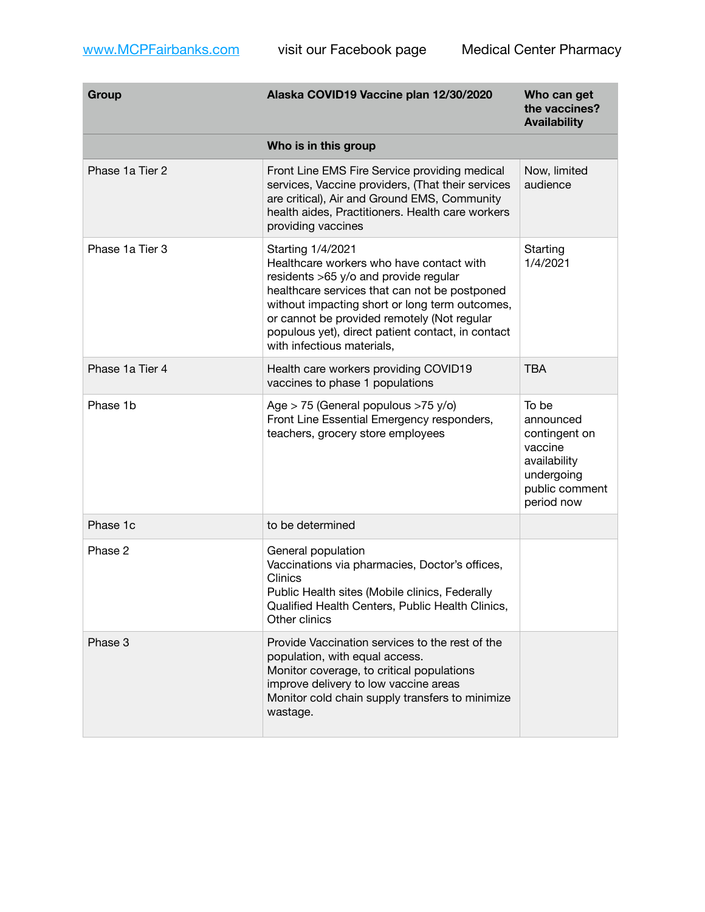www.MCPFairbanks.com visit our Facebook page Medical Center Pharmacy

| Group | Alaska COVID19 Vaccine plan 12/30/2020 | Who can get the vaccines? Availability |
|---|---|---|
| | **Who is in this group** | |
| Phase 1a Tier 2 | Front Line EMS Fire Service providing medical services, Vaccine providers, (That their services are critical), Air and Ground EMS, Community health aides, Practitioners. Health care workers providing vaccines | Now, limited audience |
| Phase 1a Tier 3 | Starting 1/4/2021<br>Healthcare workers who have contact with residents >65 y/o and provide regular healthcare services that can not be postponed without impacting short or long term outcomes, or cannot be provided remotely (Not regular populous yet), direct patient contact, in contact with infectious materials, | Starting 1/4/2021 |
| Phase 1a Tier 4 | Health care workers providing COVID19 vaccines to phase 1 populations | TBA |
| Phase 1b | Age > 75 (General populous >75 y/o)<br>Front Line Essential Emergency responders, teachers, grocery store employees | To be announced contingent on vaccine availability undergoing public comment period now |
| Phase 1c | to be determined | |
| Phase 2 | General population<br>Vaccinations via pharmacies, Doctor's offices, Clinics<br>Public Health sites (Mobile clinics, Federally Qualified Health Centers, Public Health Clinics, Other clinics | |
| Phase 3 | Provide Vaccination services to the rest of the population, with equal access.<br>Monitor coverage, to critical populations improve delivery to low vaccine areas<br>Monitor cold chain supply transfers to minimize wastage. | |